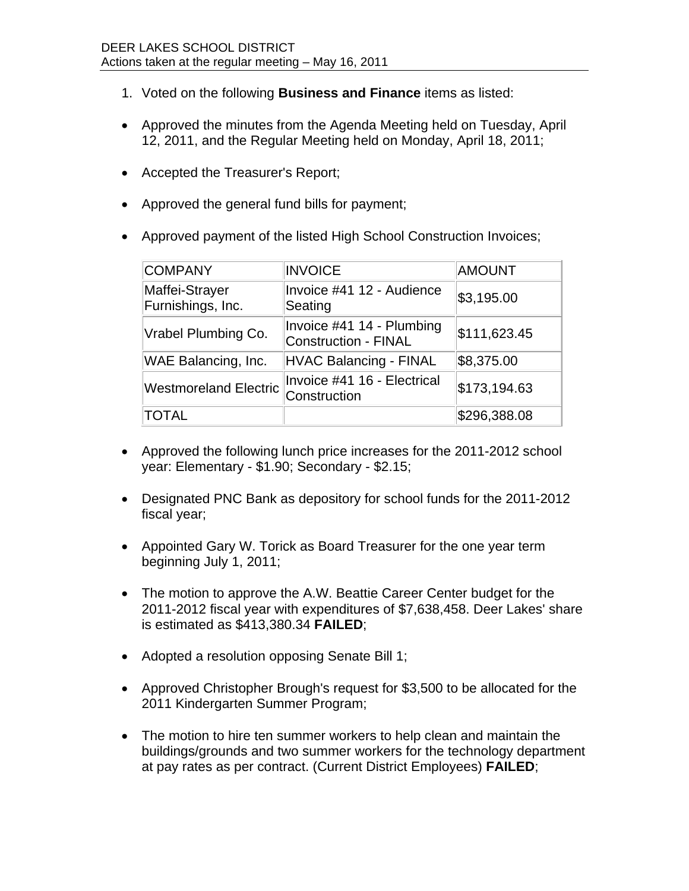DEER LAKES SCHOOL DISTRICT
Actions taken at the regular meeting – May 16, 2011

1. Voted on the following **Business and Finance** items as listed:

- Approved the minutes from the Agenda Meeting held on Tuesday, April 12, 2011, and the Regular Meeting held on Monday, April 18, 2011;

- Accepted the Treasurer's Report;

- Approved the general fund bills for payment;

- Approved payment of the listed High School Construction Invoices;

| COMPANY | INVOICE | AMOUNT |
|---|---|---|
| Maffei-Strayer Furnishings, Inc. | Invoice #41 12 - Audience Seating | $3,195.00 |
| Vrabel Plumbing Co. | Invoice #41 14 - Plumbing Construction - FINAL | $111,623.45 |
| WAE Balancing, Inc. | HVAC Balancing - FINAL | $8,375.00 |
| Westmoreland Electric | Invoice #41 16 - Electrical Construction | $173,194.63 |
| TOTAL | | $296,388.08 |

- Approved the following lunch price increases for the 2011-2012 school year: Elementary - $1.90; Secondary - $2.15;

- Designated PNC Bank as depository for school funds for the 2011-2012 fiscal year;

- Appointed Gary W. Torick as Board Treasurer for the one year term beginning July 1, 2011;

- The motion to approve the A.W. Beattie Career Center budget for the 2011-2012 fiscal year with expenditures of $7,638,458. Deer Lakes' share is estimated as $413,380.34 **FAILED**;

- Adopted a resolution opposing Senate Bill 1;

- Approved Christopher Brough's request for $3,500 to be allocated for the 2011 Kindergarten Summer Program;

- The motion to hire ten summer workers to help clean and maintain the buildings/grounds and two summer workers for the technology department at pay rates as per contract. (Current District Employees) **FAILED**;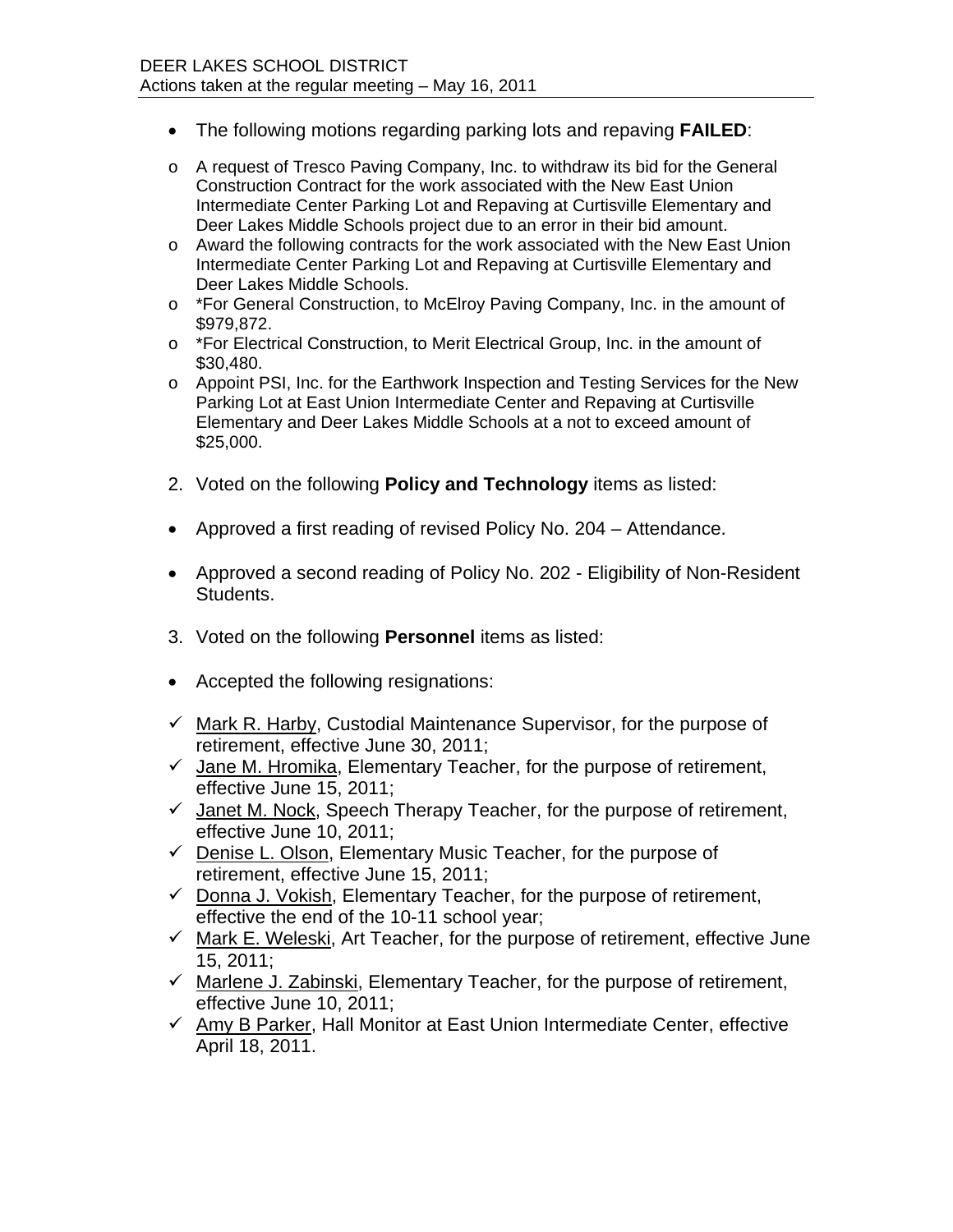DEER LAKES SCHOOL DISTRICT
Actions taken at the regular meeting – May 16, 2011

- The following motions regarding parking lots and repaving **FAILED**:

  - A request of Tresco Paving Company, Inc. to withdraw its bid for the General Construction Contract for the work associated with the New East Union Intermediate Center Parking Lot and Repaving at Curtisville Elementary and Deer Lakes Middle Schools project due to an error in their bid amount.
  - Award the following contracts for the work associated with the New East Union Intermediate Center Parking Lot and Repaving at Curtisville Elementary and Deer Lakes Middle Schools.
  - *For General Construction, to McElroy Paving Company, Inc. in the amount of $979,872.
  - *For Electrical Construction, to Merit Electrical Group, Inc. in the amount of $30,480.
  - Appoint PSI, Inc. for the Earthwork Inspection and Testing Services for the New Parking Lot at East Union Intermediate Center and Repaving at Curtisville Elementary and Deer Lakes Middle Schools at a not to exceed amount of $25,000.

2. Voted on the following **Policy and Technology** items as listed:

- Approved a first reading of revised Policy No. 204 – Attendance.

- Approved a second reading of Policy No. 202 - Eligibility of Non-Resident Students.

3. Voted on the following **Personnel** items as listed:

- Accepted the following resignations:

  - ✓ Mark R. Harby, Custodial Maintenance Supervisor, for the purpose of retirement, effective June 30, 2011;
  - ✓ Jane M. Hromika, Elementary Teacher, for the purpose of retirement, effective June 15, 2011;
  - ✓ Janet M. Nock, Speech Therapy Teacher, for the purpose of retirement, effective June 10, 2011;
  - ✓ Denise L. Olson, Elementary Music Teacher, for the purpose of retirement, effective June 15, 2011;
  - ✓ Donna J. Vokish, Elementary Teacher, for the purpose of retirement, effective the end of the 10-11 school year;
  - ✓ Mark E. Weleski, Art Teacher, for the purpose of retirement, effective June 15, 2011;
  - ✓ Marlene J. Zabinski, Elementary Teacher, for the purpose of retirement, effective June 10, 2011;
  - ✓ Amy B Parker, Hall Monitor at East Union Intermediate Center, effective April 18, 2011.